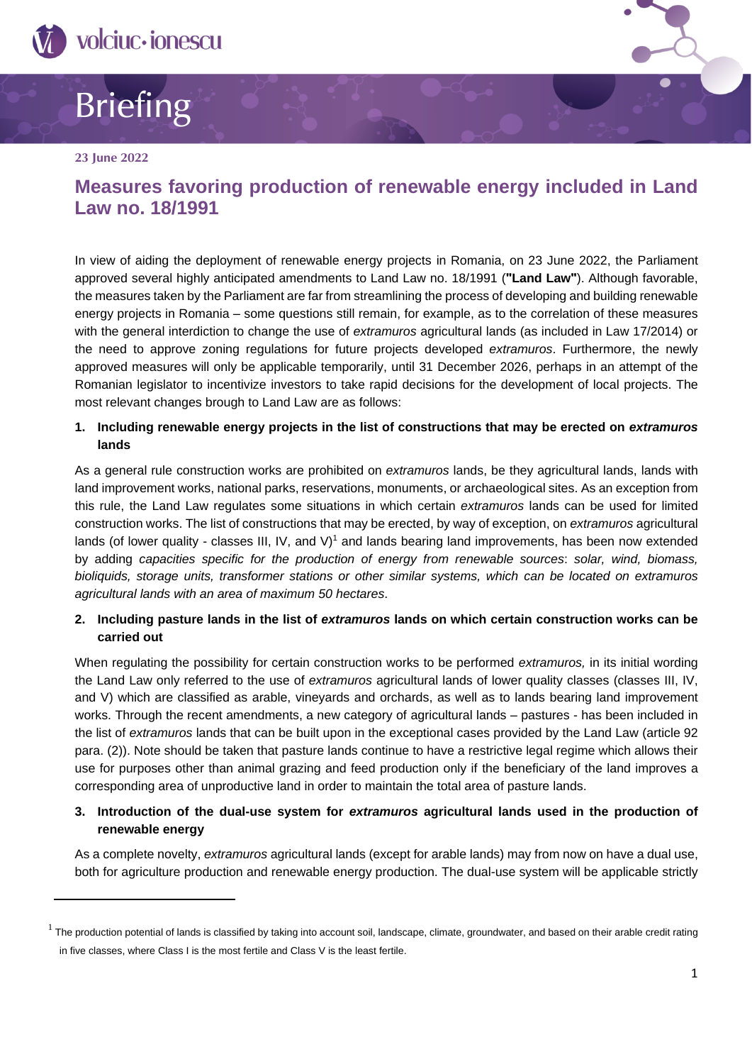Briefing

**23 June 2022**

# Measures favoring production of renewable energy included in Land Law no. 18/1991

In view of aiding the deployment of renewable energy projects in Romania, on 23 June 2022, the Parliament approved several highly anticipated amendments to Land Law no. 18/1991 (**"Land Law"**). Although favorable, the measures taken by the Parliament are far from streamlining the process of developing and building renewable energy projects in Romania – some questions still remain, for example, as to the correlation of these measures with the general interdiction to change the use of *extramuros* agricultural lands (as included in Law 17/2014) or the need to approve zoning regulations for future projects developed *extramuros*. Furthermore, the newly approved measures will only be applicable temporarily, until 31 December 2026, perhaps in an attempt of the Romanian legislator to incentivize investors to take rapid decisions for the development of local projects. The most relevant changes brough to Land Law are as follows:

**1. Including renewable energy projects in the list of constructions that may be erected on *extramuros* lands**

As a general rule construction works are prohibited on *extramuros* lands, be they agricultural lands, lands with land improvement works, national parks, reservations, monuments, or archaeological sites. As an exception from this rule, the Land Law regulates some situations in which certain *extramuros* lands can be used for limited construction works. The list of constructions that may be erected, by way of exception, on *extramuros* agricultural lands (of lower quality - classes III, IV, and V)[1] and lands bearing land improvements, has been now extended by adding *capacities specific for the production of energy from renewable sources*: *solar, wind, biomass, bioliquids, storage units, transformer stations or other similar systems, which can be located on extramuros agricultural lands with an area of maximum 50 hectares*.

**2. Including pasture lands in the list of *extramuros* lands on which certain construction works can be carried out**

When regulating the possibility for certain construction works to be performed *extramuros,* in its initial wording the Land Law only referred to the use of *extramuros* agricultural lands of lower quality classes (classes III, IV, and V) which are classified as arable, vineyards and orchards, as well as to lands bearing land improvement works. Through the recent amendments, a new category of agricultural lands – pastures - has been included in the list of *extramuros* lands that can be built upon in the exceptional cases provided by the Land Law (article 92 para. (2)). Note should be taken that pasture lands continue to have a restrictive legal regime which allows their use for purposes other than animal grazing and feed production only if the beneficiary of the land improves a corresponding area of unproductive land in order to maintain the total area of pasture lands.

**3. Introduction of the dual-use system for *extramuros* agricultural lands used in the production of renewable energy**

As a complete novelty, *extramuros* agricultural lands (except for arable lands) may from now on have a dual use, both for agriculture production and renewable energy production. The dual-use system will be applicable strictly

[1] The production potential of lands is classified by taking into account soil, landscape, climate, groundwater, and based on their arable credit rating in five classes, where Class I is the most fertile and Class V is the least fertile.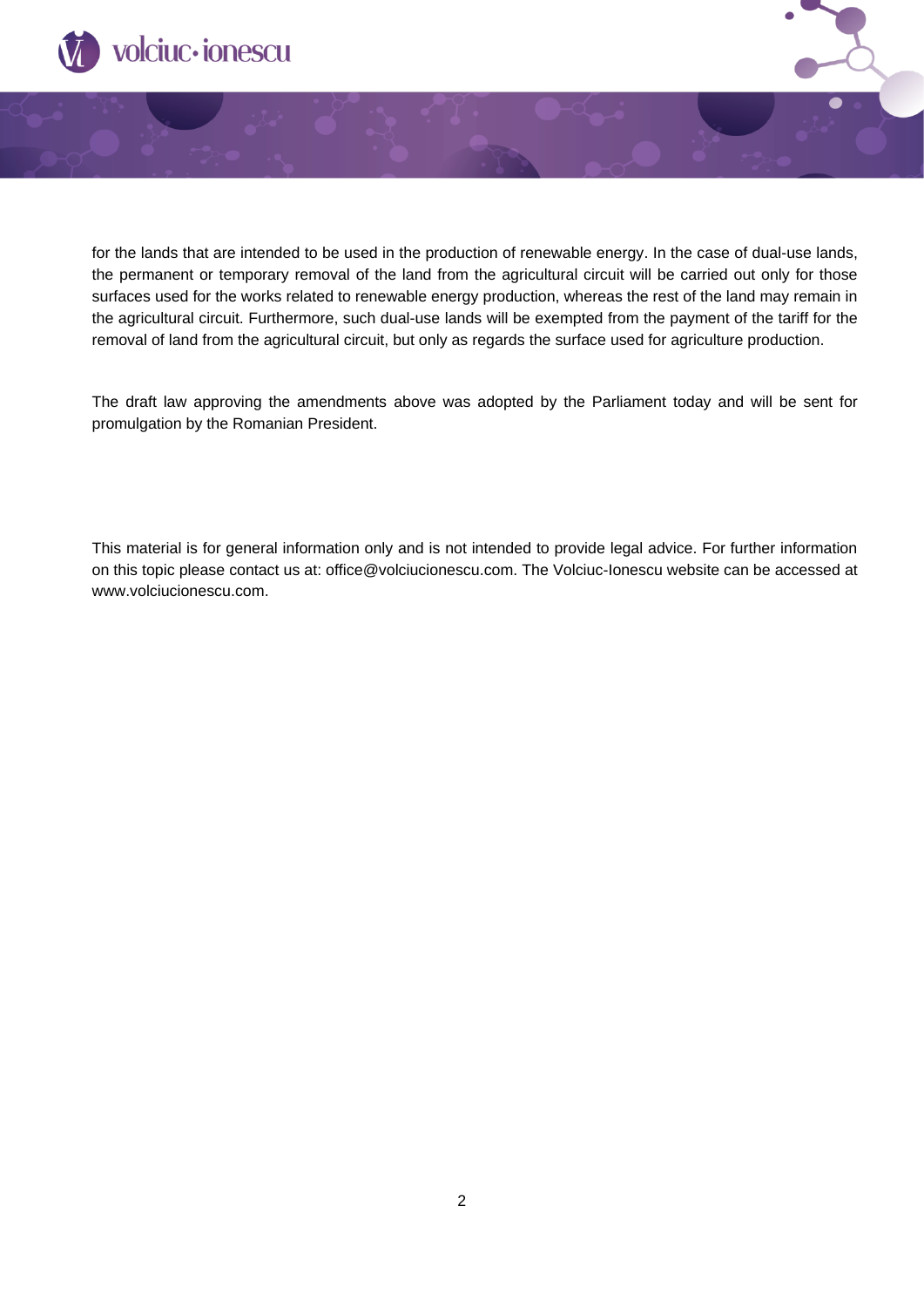for the lands that are intended to be used in the production of renewable energy. In the case of dual-use lands, the permanent or temporary removal of the land from the agricultural circuit will be carried out only for those surfaces used for the works related to renewable energy production, whereas the rest of the land may remain in the agricultural circuit. Furthermore, such dual-use lands will be exempted from the payment of the tariff for the removal of land from the agricultural circuit, but only as regards the surface used for agriculture production.

The draft law approving the amendments above was adopted by the Parliament today and will be sent for promulgation by the Romanian President.

This material is for general information only and is not intended to provide legal advice. For further information on this topic please contact us at: office@volciucionescu.com. The Volciuc-Ionescu website can be accessed at www.volciucionescu.com.